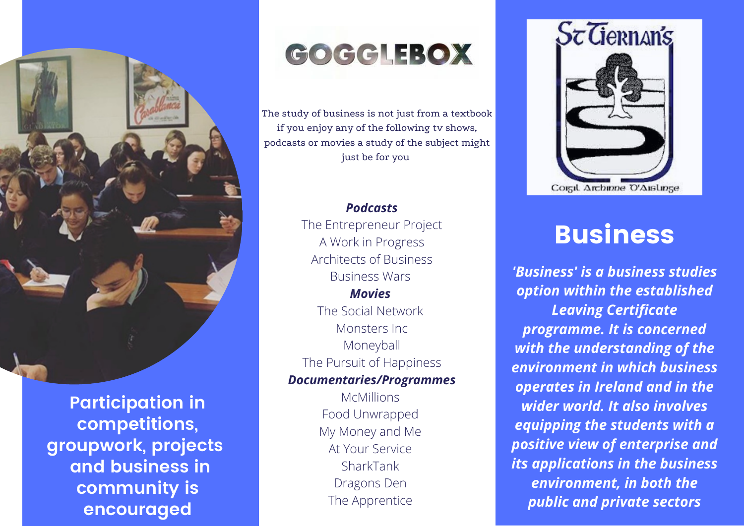Participation in competitions, groupwork, projects and business in community is encouraged

# GOGGLEBOX

The study of business is not just from a textbook if you enjoy any of the following tv shows, podcasts or movies a study of the subject might just be for you

***Podcasts***

The Entrepreneur Project
A Work in Progress
Architects of Business
Business Wars

***Movies***

The Social Network
Monsters Inc
Moneyball
The Pursuit of Happiness

***Documentaries/Programmes***

McMillions
Food Unwrapped
My Money and Me
At Your Service
SharkTank
Dragons Den
The Apprentice

St Tiernan's

Coigil Airbinne D'Aislinge

# Business

***'Business' is a business studies option within the established Leaving Certificate programme. It is concerned with the understanding of the environment in which business operates in Ireland and in the wider world. It also involves equipping the students with a positive view of enterprise and its applications in the business environment, in both the public and private sectors***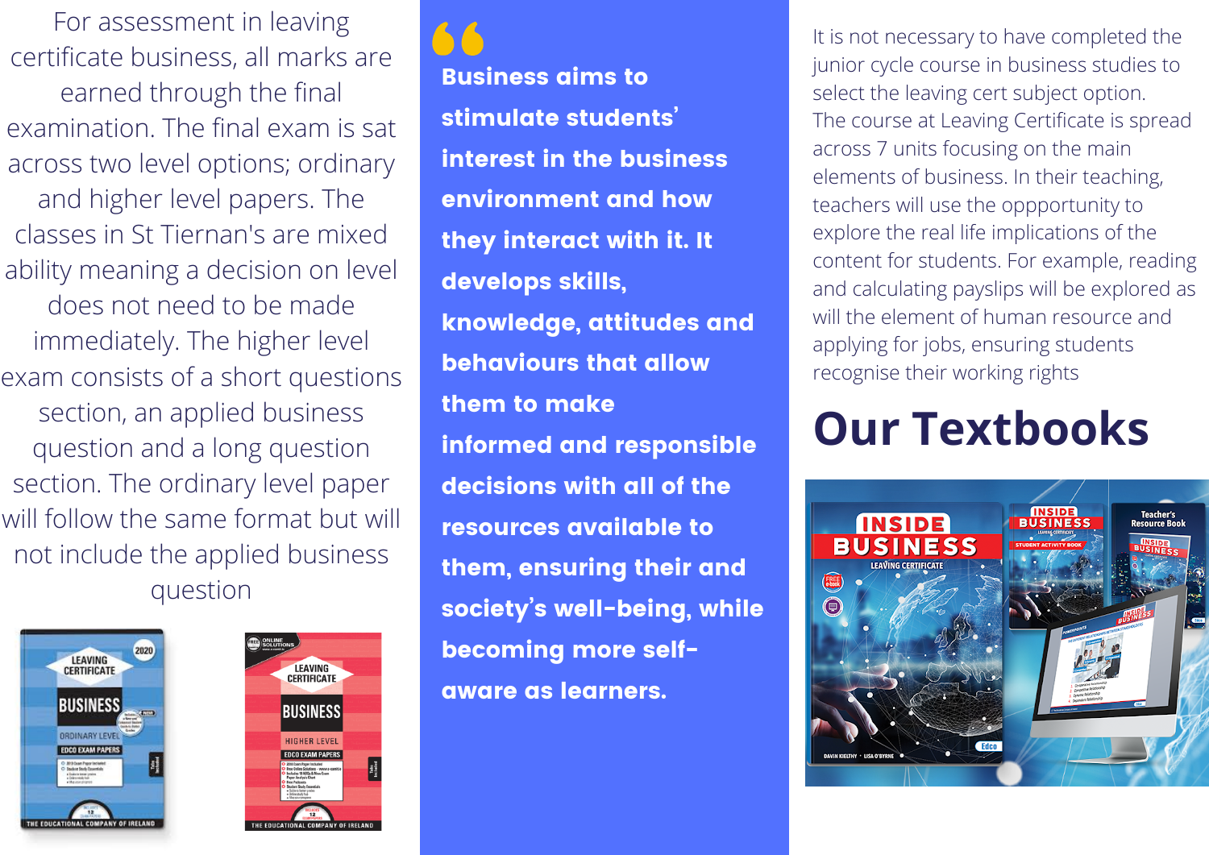For assessment in leaving certificate business, all marks are earned through the final examination. The final exam is sat across two level options; ordinary and higher level papers. The classes in St Tiernan's are mixed ability meaning a decision on level does not need to be made immediately. The higher level exam consists of a short questions section, an applied business question and a long question section. The ordinary level paper will follow the same format but will not include the applied business question

**Business aims to stimulate students' interest in the business environment and how they interact with it. It develops skills, knowledge, attitudes and behaviours that allow them to make informed and responsible decisions with all of the resources available to them, ensuring their and society's well-being, while becoming more self-aware as learners.**

It is not necessary to have completed the junior cycle course in business studies to select the leaving cert subject option. The course at Leaving Certificate is spread across 7 units focusing on the main elements of business. In their teaching, teachers will use the oppportunity to explore the real life implications of the content for students. For example, reading and calculating payslips will be explored as will the element of human resource and applying for jobs, ensuring students recognise their working rights

# Our Textbooks